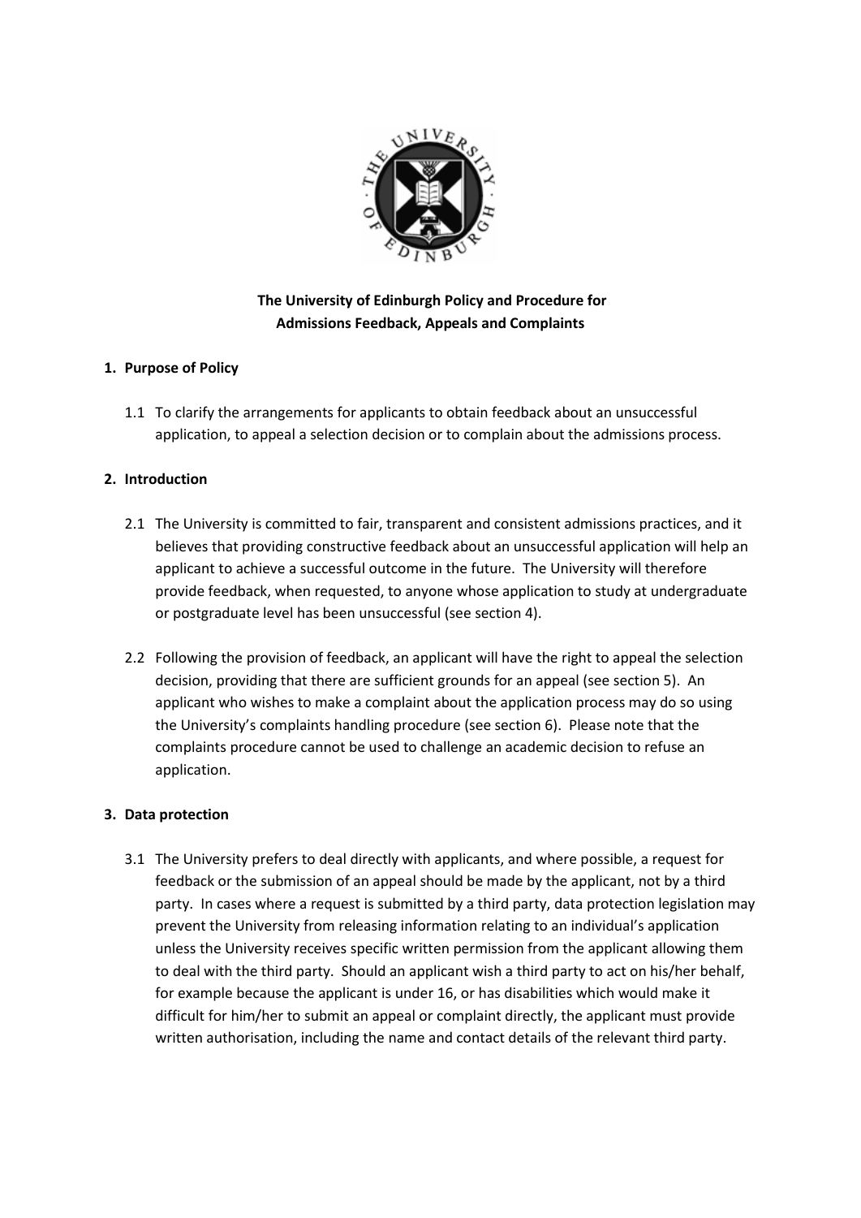**The University of Edinburgh Policy and Procedure for Admissions Feedback, Appeals and Complaints**

## 1. Purpose of Policy

1.1 To clarify the arrangements for applicants to obtain feedback about an unsuccessful application, to appeal a selection decision or to complain about the admissions process.

## 2. Introduction

2.1 The University is committed to fair, transparent and consistent admissions practices, and it believes that providing constructive feedback about an unsuccessful application will help an applicant to achieve a successful outcome in the future. The University will therefore provide feedback, when requested, to anyone whose application to study at undergraduate or postgraduate level has been unsuccessful (see section 4).

2.2 Following the provision of feedback, an applicant will have the right to appeal the selection decision, providing that there are sufficient grounds for an appeal (see section 5). An applicant who wishes to make a complaint about the application process may do so using the University's complaints handling procedure (see section 6). Please note that the complaints procedure cannot be used to challenge an academic decision to refuse an application.

## 3. Data protection

3.1 The University prefers to deal directly with applicants, and where possible, a request for feedback or the submission of an appeal should be made by the applicant, not by a third party. In cases where a request is submitted by a third party, data protection legislation may prevent the University from releasing information relating to an individual's application unless the University receives specific written permission from the applicant allowing them to deal with the third party. Should an applicant wish a third party to act on his/her behalf, for example because the applicant is under 16, or has disabilities which would make it difficult for him/her to submit an appeal or complaint directly, the applicant must provide written authorisation, including the name and contact details of the relevant third party.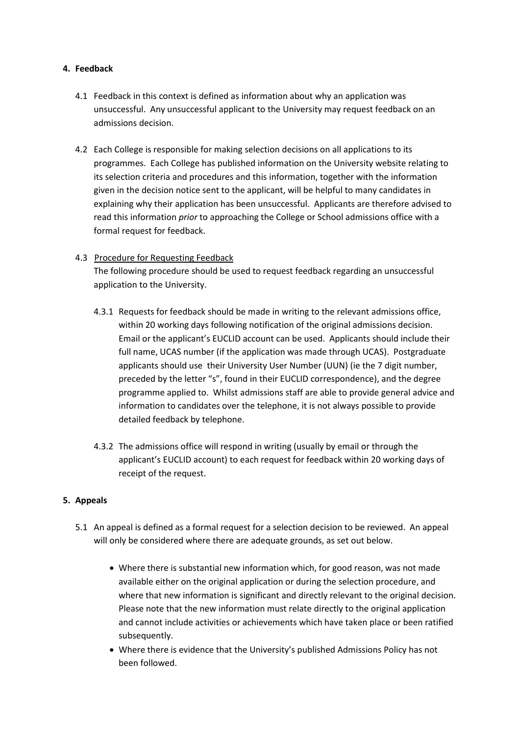## 4. Feedback

4.1 Feedback in this context is defined as information about why an application was unsuccessful. Any unsuccessful applicant to the University may request feedback on an admissions decision.

4.2 Each College is responsible for making selection decisions on all applications to its programmes. Each College has published information on the University website relating to its selection criteria and procedures and this information, together with the information given in the decision notice sent to the applicant, will be helpful to many candidates in explaining why their application has been unsuccessful. Applicants are therefore advised to read this information *prior* to approaching the College or School admissions office with a formal request for feedback.

4.3 Procedure for Requesting Feedback

The following procedure should be used to request feedback regarding an unsuccessful application to the University.

4.3.1 Requests for feedback should be made in writing to the relevant admissions office, within 20 working days following notification of the original admissions decision. Email or the applicant's EUCLID account can be used. Applicants should include their full name, UCAS number (if the application was made through UCAS). Postgraduate applicants should use their University User Number (UUN) (ie the 7 digit number, preceded by the letter "s", found in their EUCLID correspondence), and the degree programme applied to. Whilst admissions staff are able to provide general advice and information to candidates over the telephone, it is not always possible to provide detailed feedback by telephone.

4.3.2 The admissions office will respond in writing (usually by email or through the applicant's EUCLID account) to each request for feedback within 20 working days of receipt of the request.

## 5. Appeals

5.1 An appeal is defined as a formal request for a selection decision to be reviewed. An appeal will only be considered where there are adequate grounds, as set out below.

- Where there is substantial new information which, for good reason, was not made available either on the original application or during the selection procedure, and where that new information is significant and directly relevant to the original decision. Please note that the new information must relate directly to the original application and cannot include activities or achievements which have taken place or been ratified subsequently.
- Where there is evidence that the University's published Admissions Policy has not been followed.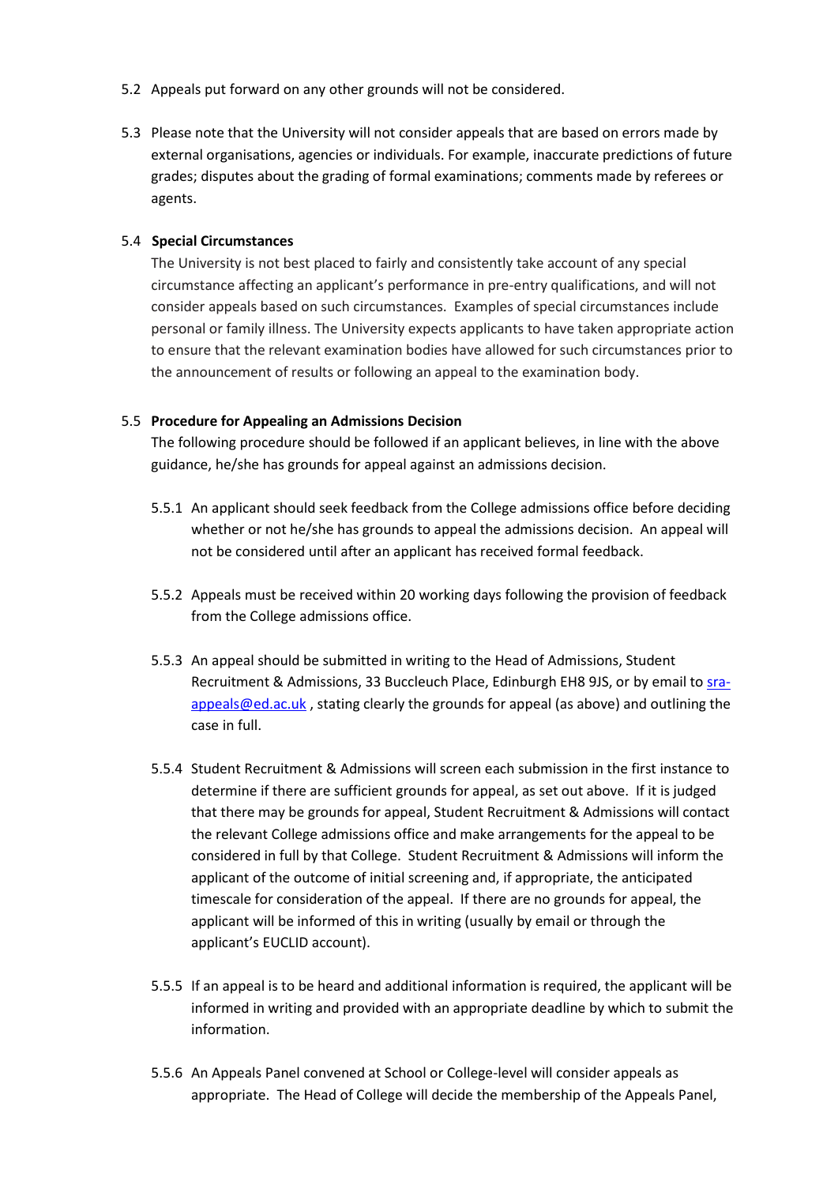5.2 Appeals put forward on any other grounds will not be considered.

5.3 Please note that the University will not consider appeals that are based on errors made by external organisations, agencies or individuals. For example, inaccurate predictions of future grades; disputes about the grading of formal examinations; comments made by referees or agents.

5.4 **Special Circumstances**

The University is not best placed to fairly and consistently take account of any special circumstance affecting an applicant's performance in pre-entry qualifications, and will not consider appeals based on such circumstances. Examples of special circumstances include personal or family illness. The University expects applicants to have taken appropriate action to ensure that the relevant examination bodies have allowed for such circumstances prior to the announcement of results or following an appeal to the examination body.

5.5 **Procedure for Appealing an Admissions Decision**

The following procedure should be followed if an applicant believes, in line with the above guidance, he/she has grounds for appeal against an admissions decision.

5.5.1 An applicant should seek feedback from the College admissions office before deciding whether or not he/she has grounds to appeal the admissions decision. An appeal will not be considered until after an applicant has received formal feedback.

5.5.2 Appeals must be received within 20 working days following the provision of feedback from the College admissions office.

5.5.3 An appeal should be submitted in writing to the Head of Admissions, Student Recruitment & Admissions, 33 Buccleuch Place, Edinburgh EH8 9JS, or by email to sra-appeals@ed.ac.uk , stating clearly the grounds for appeal (as above) and outlining the case in full.

5.5.4 Student Recruitment & Admissions will screen each submission in the first instance to determine if there are sufficient grounds for appeal, as set out above. If it is judged that there may be grounds for appeal, Student Recruitment & Admissions will contact the relevant College admissions office and make arrangements for the appeal to be considered in full by that College. Student Recruitment & Admissions will inform the applicant of the outcome of initial screening and, if appropriate, the anticipated timescale for consideration of the appeal. If there are no grounds for appeal, the applicant will be informed of this in writing (usually by email or through the applicant's EUCLID account).

5.5.5 If an appeal is to be heard and additional information is required, the applicant will be informed in writing and provided with an appropriate deadline by which to submit the information.

5.5.6 An Appeals Panel convened at School or College-level will consider appeals as appropriate. The Head of College will decide the membership of the Appeals Panel,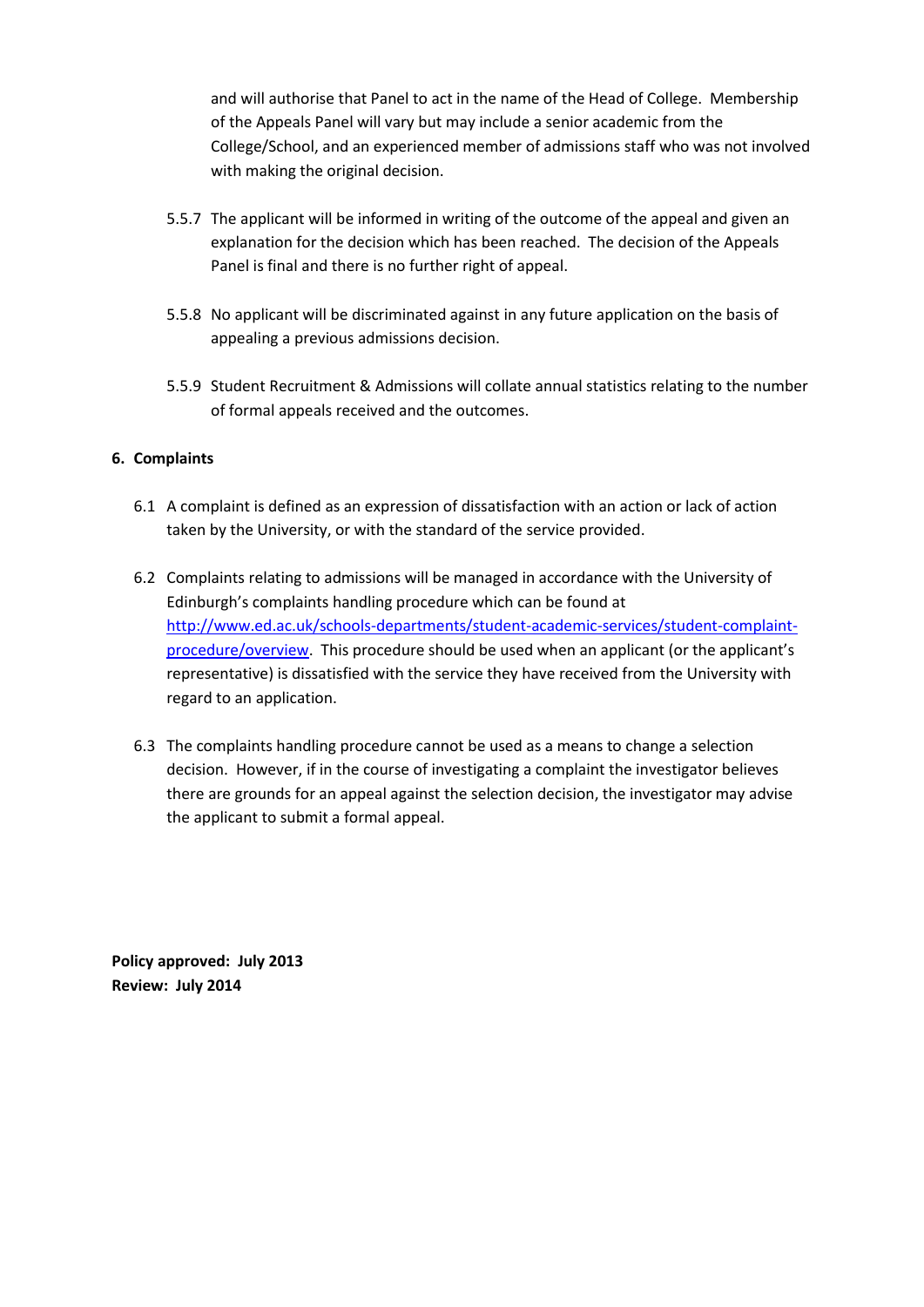and will authorise that Panel to act in the name of the Head of College. Membership of the Appeals Panel will vary but may include a senior academic from the College/School, and an experienced member of admissions staff who was not involved with making the original decision.

5.5.7 The applicant will be informed in writing of the outcome of the appeal and given an explanation for the decision which has been reached. The decision of the Appeals Panel is final and there is no further right of appeal.

5.5.8 No applicant will be discriminated against in any future application on the basis of appealing a previous admissions decision.

5.5.9 Student Recruitment & Admissions will collate annual statistics relating to the number of formal appeals received and the outcomes.

## 6. Complaints

6.1 A complaint is defined as an expression of dissatisfaction with an action or lack of action taken by the University, or with the standard of the service provided.

6.2 Complaints relating to admissions will be managed in accordance with the University of Edinburgh's complaints handling procedure which can be found at [http://www.ed.ac.uk/schools-departments/student-academic-services/student-complaint-procedure/overview](http://www.ed.ac.uk/schools-departments/student-academic-services/student-complaint-procedure/overview). This procedure should be used when an applicant (or the applicant's representative) is dissatisfied with the service they have received from the University with regard to an application.

6.3 The complaints handling procedure cannot be used as a means to change a selection decision. However, if in the course of investigating a complaint the investigator believes there are grounds for an appeal against the selection decision, the investigator may advise the applicant to submit a formal appeal.

**Policy approved: July 2013**
**Review: July 2014**